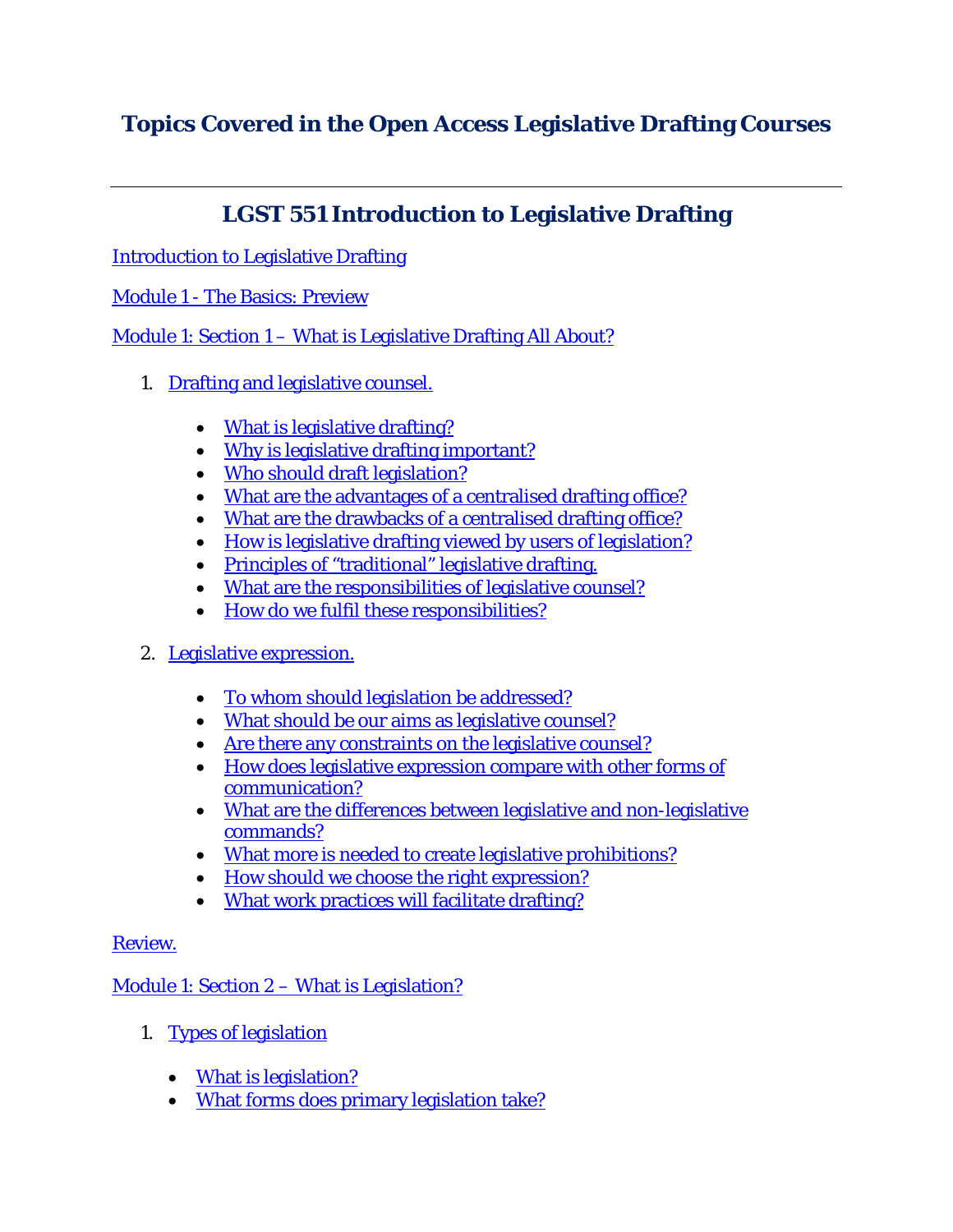# Topics Covered in the Open Access Legislative Drafting Courses

---

## LGST 551 Introduction to Legislative Drafting

Introduction to Legislative Drafting

Module 1 - The Basics: Preview

Module 1: Section 1 – What is Legislative Drafting All About?

1. Drafting and legislative counsel.

   - What is legislative drafting?
   - Why is legislative drafting important?
   - Who should draft legislation?
   - What are the advantages of a centralised drafting office?
   - What are the drawbacks of a centralised drafting office?
   - How is legislative drafting viewed by users of legislation?
   - Principles of "traditional" legislative drafting.
   - What are the responsibilities of legislative counsel?
   - How do we fulfil these responsibilities?

2. Legislative expression.

   - To whom should legislation be addressed?
   - What should be our aims as legislative counsel?
   - Are there any constraints on the legislative counsel?
   - How does legislative expression compare with other forms of communication?
   - What are the differences between legislative and non-legislative commands?
   - What more is needed to create legislative prohibitions?
   - How should we choose the right expression?
   - What work practices will facilitate drafting?

Review.

Module 1: Section 2 – What is Legislation?

1. Types of legislation

   - What is legislation?
   - What forms does primary legislation take?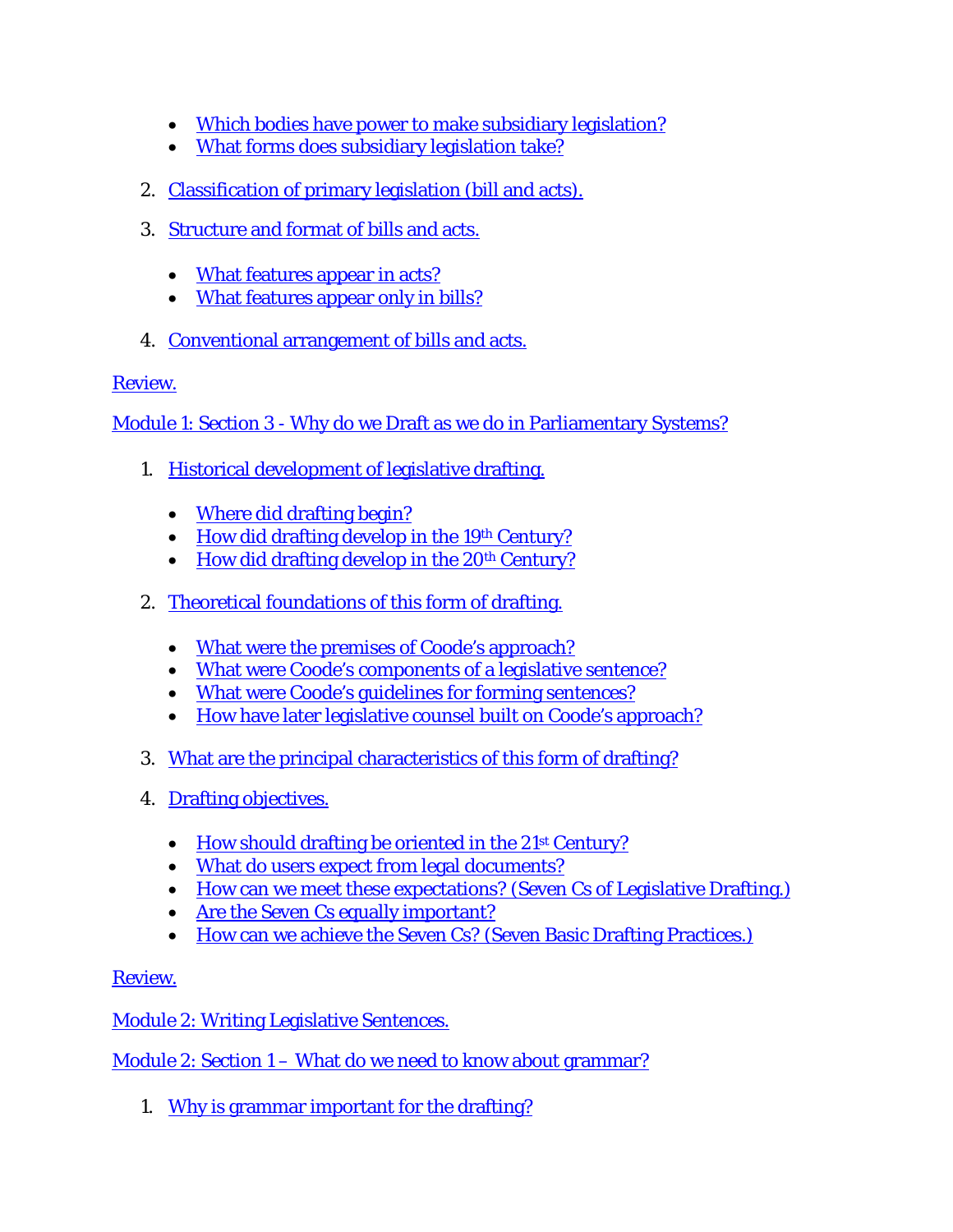- Which bodies have power to make subsidiary legislation?
- What forms does subsidiary legislation take?

2. Classification of primary legislation (bill and acts).

3. Structure and format of bills and acts.

   - What features appear in acts?
   - What features appear only in bills?

4. Conventional arrangement of bills and acts.

Review.

Module 1: Section 3 - Why do we Draft as we do in Parliamentary Systems?

1. Historical development of legislative drafting.

   - Where did drafting begin?
   - How did drafting develop in the 19th Century?
   - How did drafting develop in the 20th Century?

2. Theoretical foundations of this form of drafting.

   - What were the premises of Coode's approach?
   - What were Coode's components of a legislative sentence?
   - What were Coode's guidelines for forming sentences?
   - How have later legislative counsel built on Coode's approach?

3. What are the principal characteristics of this form of drafting?

4. Drafting objectives.

   - How should drafting be oriented in the 21st Century?
   - What do users expect from legal documents?
   - How can we meet these expectations? (Seven Cs of Legislative Drafting.)
   - Are the Seven Cs equally important?
   - How can we achieve the Seven Cs? (Seven Basic Drafting Practices.)

Review.

Module 2: Writing Legislative Sentences.

Module 2: Section 1 – What do we need to know about grammar?

1. Why is grammar important for the drafting?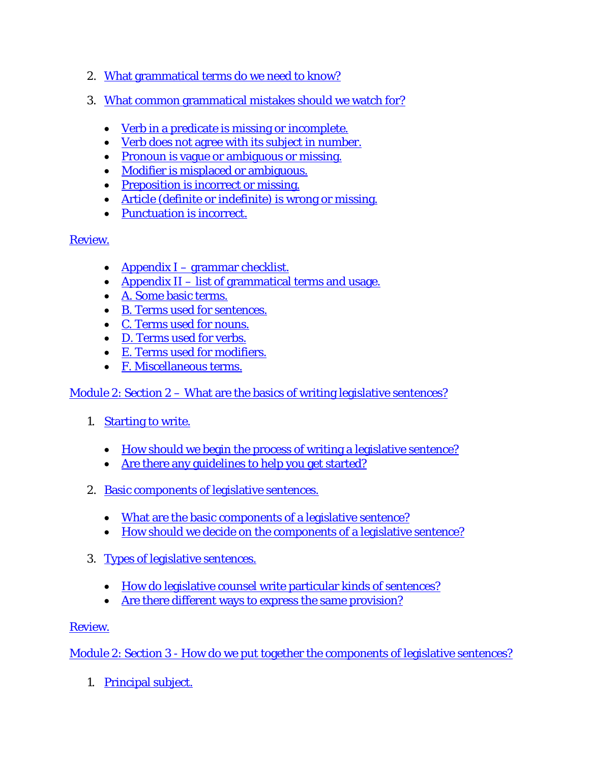2. What grammatical terms do we need to know?

3. What common grammatical mistakes should we watch for?

    - Verb in a predicate is missing or incomplete.
    - Verb does not agree with its subject in number.
    - Pronoun is vague or ambiguous or missing.
    - Modifier is misplaced or ambiguous.
    - Preposition is incorrect or missing.
    - Article (definite or indefinite) is wrong or missing.
    - Punctuation is incorrect.

Review.

- Appendix I – grammar checklist.
- Appendix II – list of grammatical terms and usage.
- A. Some basic terms.
- B. Terms used for sentences.
- C. Terms used for nouns.
- D. Terms used for verbs.
- E. Terms used for modifiers.
- F. Miscellaneous terms.

Module 2: Section 2 – What are the basics of writing legislative sentences?

1. Starting to write.

    - How should we begin the process of writing a legislative sentence?
    - Are there any guidelines to help you get started?

2. Basic components of legislative sentences.

    - What are the basic components of a legislative sentence?
    - How should we decide on the components of a legislative sentence?

3. Types of legislative sentences.

    - How do legislative counsel write particular kinds of sentences?
    - Are there different ways to express the same provision?

Review.

Module 2: Section 3 - How do we put together the components of legislative sentences?

1. Principal subject.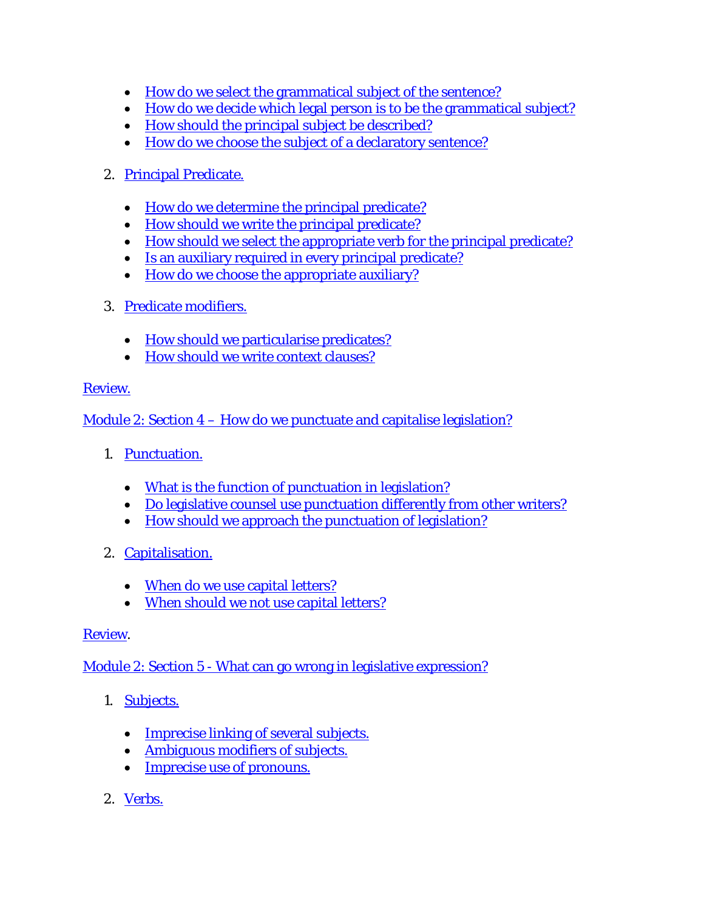- How do we select the grammatical subject of the sentence?
- How do we decide which legal person is to be the grammatical subject?
- How should the principal subject be described?
- How do we choose the subject of a declaratory sentence?

2. Principal Predicate.

   - How do we determine the principal predicate?
   - How should we write the principal predicate?
   - How should we select the appropriate verb for the principal predicate?
   - Is an auxiliary required in every principal predicate?
   - How do we choose the appropriate auxiliary?

3. Predicate modifiers.

   - How should we particularise predicates?
   - How should we write context clauses?

Review.

Module 2: Section 4 – How do we punctuate and capitalise legislation?

1. Punctuation.

   - What is the function of punctuation in legislation?
   - Do legislative counsel use punctuation differently from other writers?
   - How should we approach the punctuation of legislation?

2. Capitalisation.

   - When do we use capital letters?
   - When should we not use capital letters?

Review.

Module 2: Section 5 - What can go wrong in legislative expression?

1. Subjects.

   - Imprecise linking of several subjects.
   - Ambiguous modifiers of subjects.
   - Imprecise use of pronouns.

2. Verbs.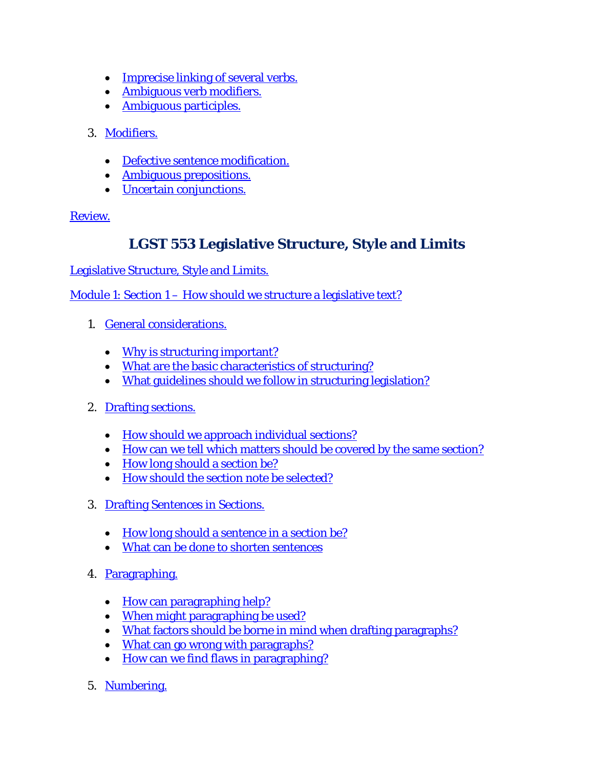- Imprecise linking of several verbs.
- Ambiguous verb modifiers.
- Ambiguous participles.

3. Modifiers.

    - Defective sentence modification.
    - Ambiguous prepositions.
    - Uncertain conjunctions.

Review.

## LGST 553 Legislative Structure, Style and Limits

Legislative Structure, Style and Limits.

Module 1: Section 1 – How should we structure a legislative text?

1. General considerations.

    - Why is structuring important?
    - What are the basic characteristics of structuring?
    - What guidelines should we follow in structuring legislation?

2. Drafting sections.

    - How should we approach individual sections?
    - How can we tell which matters should be covered by the same section?
    - How long should a section be?
    - How should the section note be selected?

3. Drafting Sentences in Sections.

    - How long should a sentence in a section be?
    - What can be done to shorten sentences

4. Paragraphing.

    - How can paragraphing help?
    - When might paragraphing be used?
    - What factors should be borne in mind when drafting paragraphs?
    - What can go wrong with paragraphs?
    - How can we find flaws in paragraphing?

5. Numbering.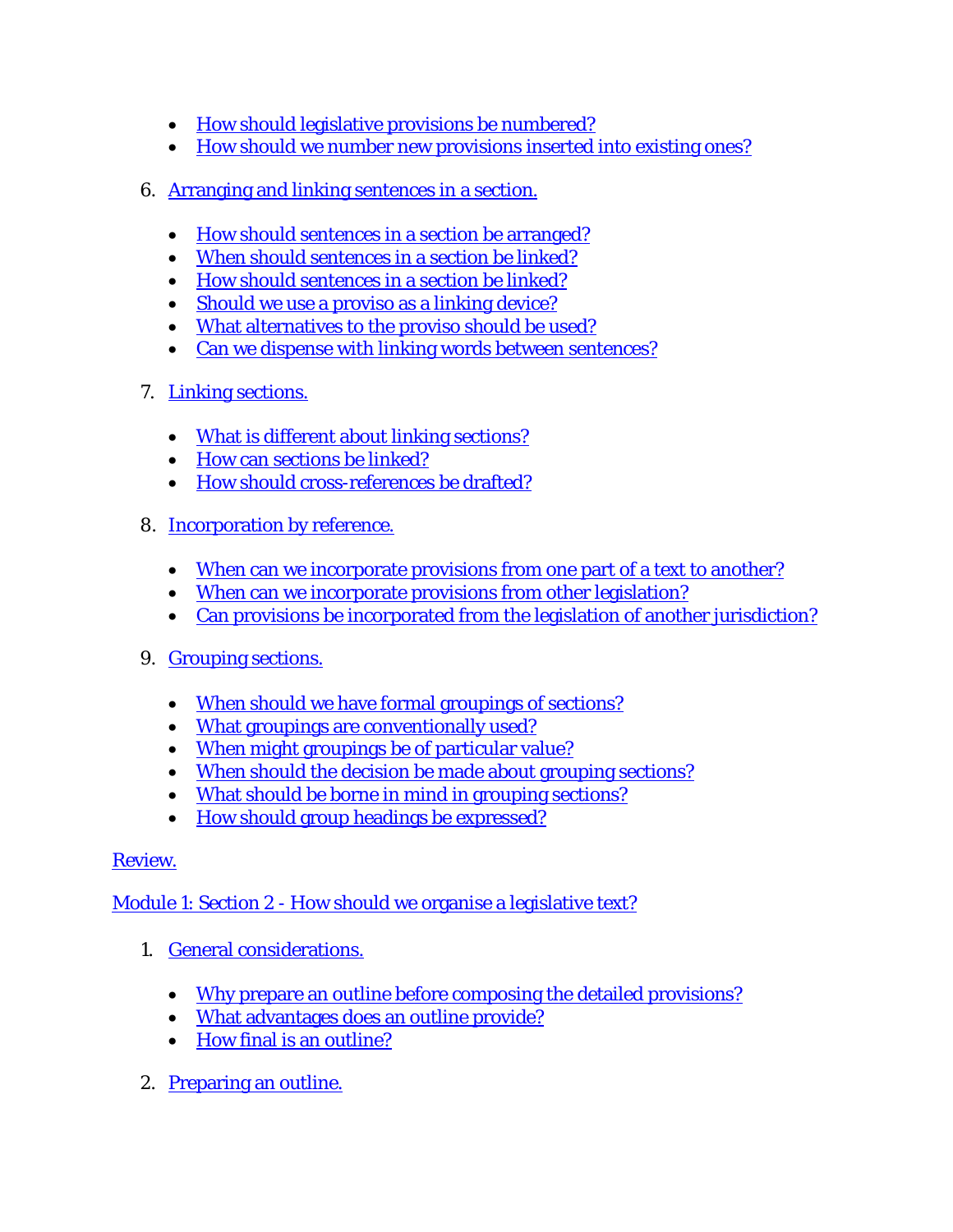- How should legislative provisions be numbered?
- How should we number new provisions inserted into existing ones?

6. Arranging and linking sentences in a section.

    - How should sentences in a section be arranged?
    - When should sentences in a section be linked?
    - How should sentences in a section be linked?
    - Should we use a proviso as a linking device?
    - What alternatives to the proviso should be used?
    - Can we dispense with linking words between sentences?

7. Linking sections.

    - What is different about linking sections?
    - How can sections be linked?
    - How should cross-references be drafted?

8. Incorporation by reference.

    - When can we incorporate provisions from one part of a text to another?
    - When can we incorporate provisions from other legislation?
    - Can provisions be incorporated from the legislation of another jurisdiction?

9. Grouping sections.

    - When should we have formal groupings of sections?
    - What groupings are conventionally used?
    - When might groupings be of particular value?
    - When should the decision be made about grouping sections?
    - What should be borne in mind in grouping sections?
    - How should group headings be expressed?

Review.

Module 1: Section 2 - How should we organise a legislative text?

1. General considerations.

    - Why prepare an outline before composing the detailed provisions?
    - What advantages does an outline provide?
    - How final is an outline?

2. Preparing an outline.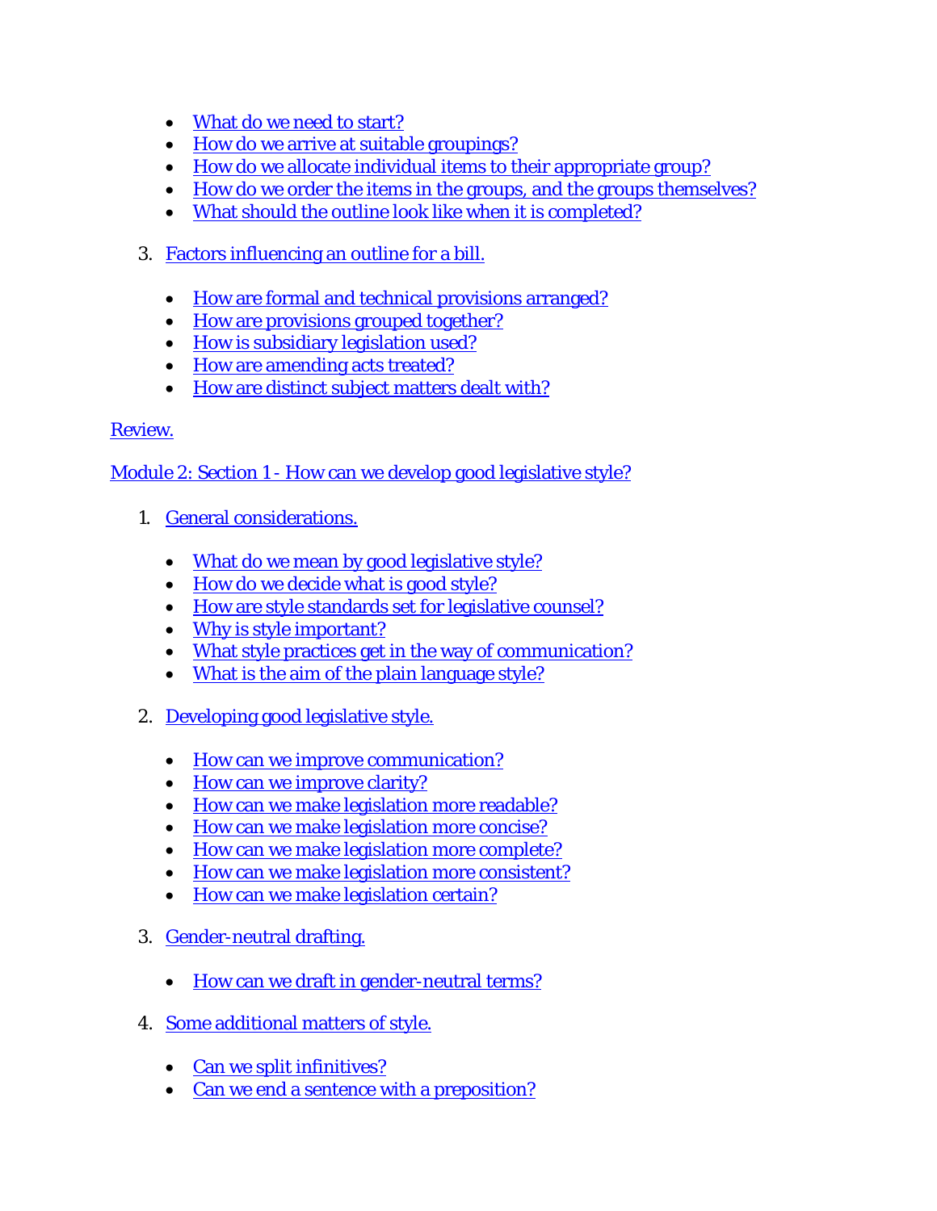- What do we need to start?
- How do we arrive at suitable groupings?
- How do we allocate individual items to their appropriate group?
- How do we order the items in the groups, and the groups themselves?
- What should the outline look like when it is completed?

3. Factors influencing an outline for a bill.

   - How are formal and technical provisions arranged?
   - How are provisions grouped together?
   - How is subsidiary legislation used?
   - How are amending acts treated?
   - How are distinct subject matters dealt with?

Review.

Module 2: Section 1 - How can we develop good legislative style?

1. General considerations.

   - What do we mean by good legislative style?
   - How do we decide what is good style?
   - How are style standards set for legislative counsel?
   - Why is style important?
   - What style practices get in the way of communication?
   - What is the aim of the plain language style?

2. Developing good legislative style.

   - How can we improve communication?
   - How can we improve clarity?
   - How can we make legislation more readable?
   - How can we make legislation more concise?
   - How can we make legislation more complete?
   - How can we make legislation more consistent?
   - How can we make legislation certain?

3. Gender-neutral drafting.

   - How can we draft in gender-neutral terms?

4. Some additional matters of style.

   - Can we split infinitives?
   - Can we end a sentence with a preposition?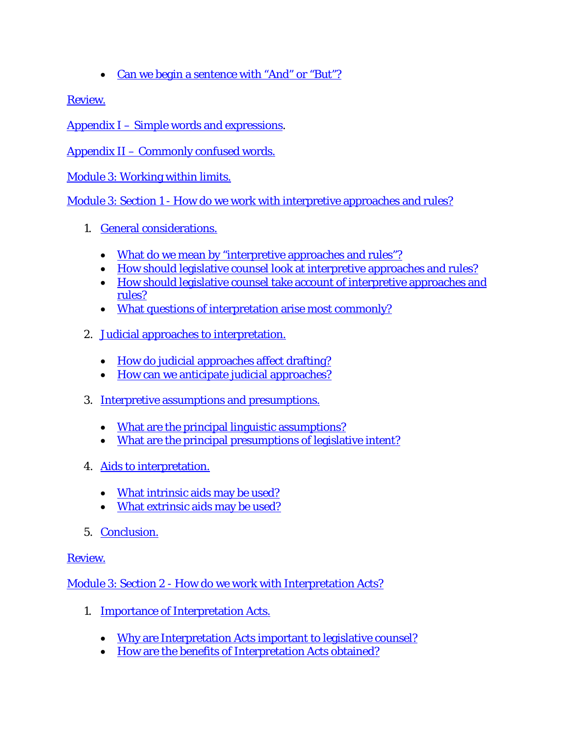- Can we begin a sentence with "And" or "But"?

Review.

Appendix I – Simple words and expressions.

Appendix II – Commonly confused words.

Module 3: Working within limits.

Module 3: Section 1 - How do we work with interpretive approaches and rules?

1. General considerations.
   - What do we mean by "interpretive approaches and rules"?
   - How should legislative counsel look at interpretive approaches and rules?
   - How should legislative counsel take account of interpretive approaches and rules?
   - What questions of interpretation arise most commonly?

2. Judicial approaches to interpretation.
   - How do judicial approaches affect drafting?
   - How can we anticipate judicial approaches?

3. Interpretive assumptions and presumptions.
   - What are the principal linguistic assumptions?
   - What are the principal presumptions of legislative intent?

4. Aids to interpretation.
   - What intrinsic aids may be used?
   - What extrinsic aids may be used?

5. Conclusion.

Review.

Module 3: Section 2 - How do we work with Interpretation Acts?

1. Importance of Interpretation Acts.
   - Why are Interpretation Acts important to legislative counsel?
   - How are the benefits of Interpretation Acts obtained?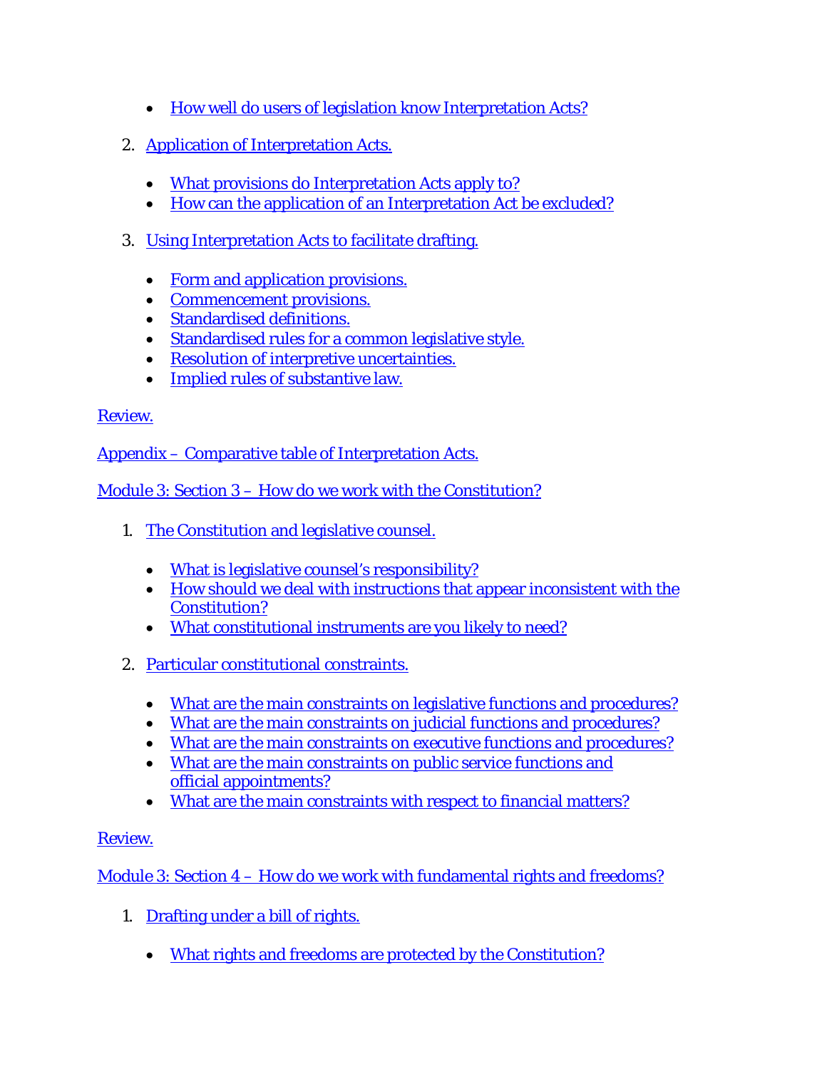- How well do users of legislation know Interpretation Acts?

2. Application of Interpretation Acts.

   - What provisions do Interpretation Acts apply to?
   - How can the application of an Interpretation Act be excluded?

3. Using Interpretation Acts to facilitate drafting.

   - Form and application provisions.
   - Commencement provisions.
   - Standardised definitions.
   - Standardised rules for a common legislative style.
   - Resolution of interpretive uncertainties.
   - Implied rules of substantive law.

Review.

Appendix – Comparative table of Interpretation Acts.

Module 3: Section 3 – How do we work with the Constitution?

1. The Constitution and legislative counsel.

   - What is legislative counsel's responsibility?
   - How should we deal with instructions that appear inconsistent with the Constitution?
   - What constitutional instruments are you likely to need?

2. Particular constitutional constraints.

   - What are the main constraints on legislative functions and procedures?
   - What are the main constraints on judicial functions and procedures?
   - What are the main constraints on executive functions and procedures?
   - What are the main constraints on public service functions and official appointments?
   - What are the main constraints with respect to financial matters?

Review.

Module 3: Section 4 – How do we work with fundamental rights and freedoms?

1. Drafting under a bill of rights.

   - What rights and freedoms are protected by the Constitution?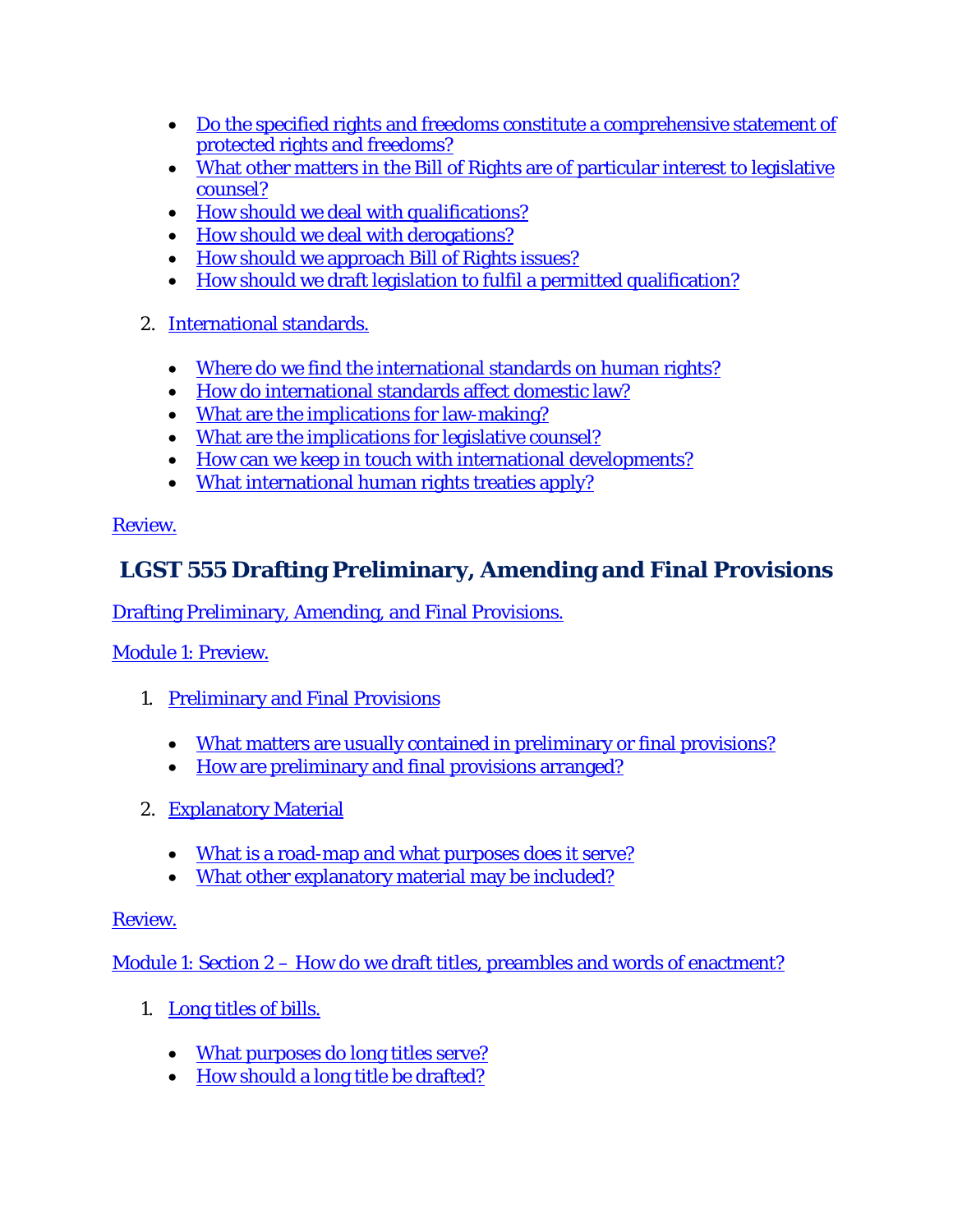- Do the specified rights and freedoms constitute a comprehensive statement of protected rights and freedoms?
- What other matters in the Bill of Rights are of particular interest to legislative counsel?
- How should we deal with qualifications?
- How should we deal with derogations?
- How should we approach Bill of Rights issues?
- How should we draft legislation to fulfil a permitted qualification?

2. International standards.

- Where do we find the international standards on human rights?
- How do international standards affect domestic law?
- What are the implications for law-making?
- What are the implications for legislative counsel?
- How can we keep in touch with international developments?
- What international human rights treaties apply?

Review.

## LGST 555 Drafting Preliminary, Amending and Final Provisions

Drafting Preliminary, Amending, and Final Provisions.

Module 1: Preview.

1. Preliminary and Final Provisions

- What matters are usually contained in preliminary or final provisions?
- How are preliminary and final provisions arranged?

2. Explanatory Material

- What is a road-map and what purposes does it serve?
- What other explanatory material may be included?

Review.

Module 1: Section 2 – How do we draft titles, preambles and words of enactment?

1. Long titles of bills.

- What purposes do long titles serve?
- How should a long title be drafted?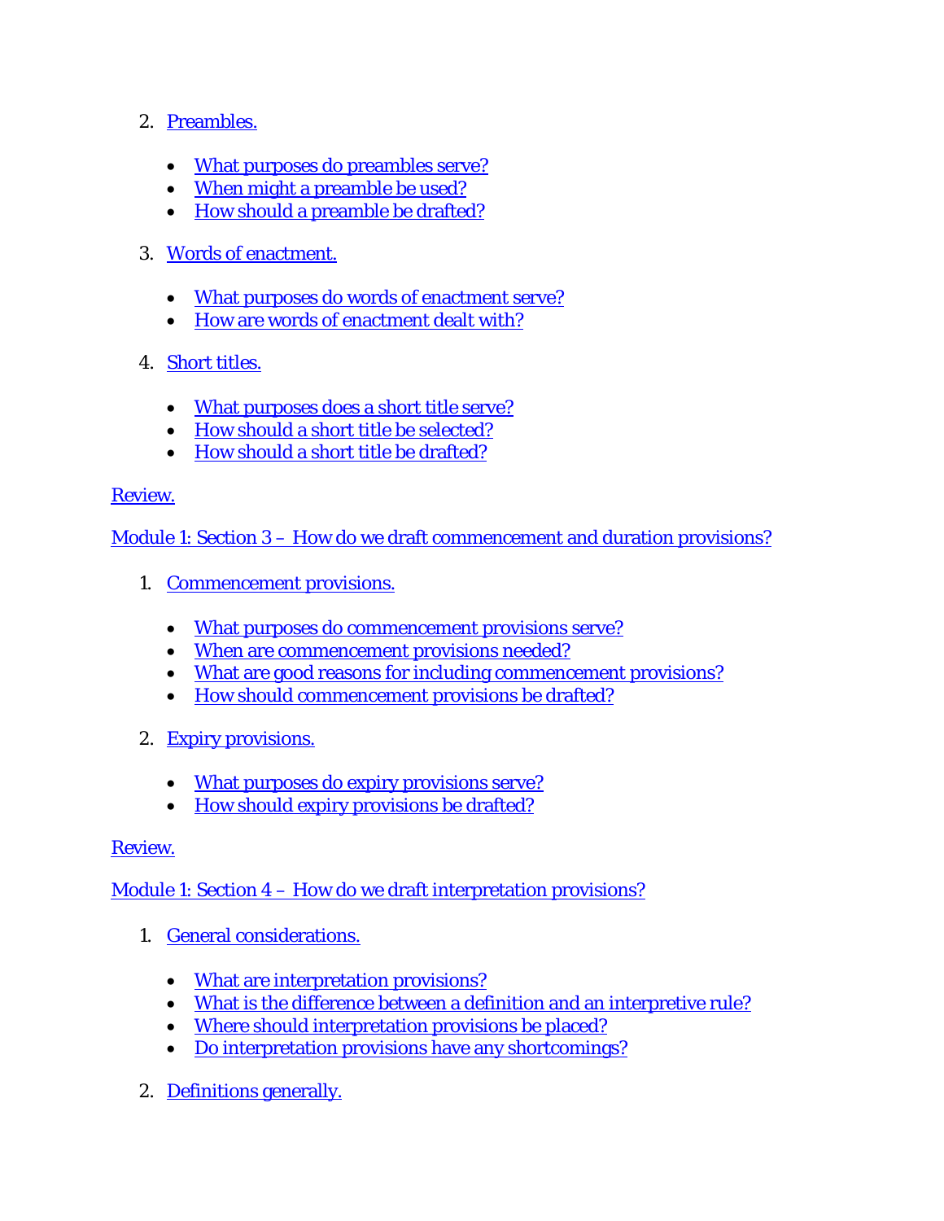2. Preambles.

    - What purposes do preambles serve?
    - When might a preamble be used?
    - How should a preamble be drafted?

3. Words of enactment.

    - What purposes do words of enactment serve?
    - How are words of enactment dealt with?

4. Short titles.

    - What purposes does a short title serve?
    - How should a short title be selected?
    - How should a short title be drafted?

Review.

Module 1: Section 3 – How do we draft commencement and duration provisions?

1. Commencement provisions.

    - What purposes do commencement provisions serve?
    - When are commencement provisions needed?
    - What are good reasons for including commencement provisions?
    - How should commencement provisions be drafted?

2. Expiry provisions.

    - What purposes do expiry provisions serve?
    - How should expiry provisions be drafted?

Review.

Module 1: Section 4 – How do we draft interpretation provisions?

1. General considerations.

    - What are interpretation provisions?
    - What is the difference between a definition and an interpretive rule?
    - Where should interpretation provisions be placed?
    - Do interpretation provisions have any shortcomings?

2. Definitions generally.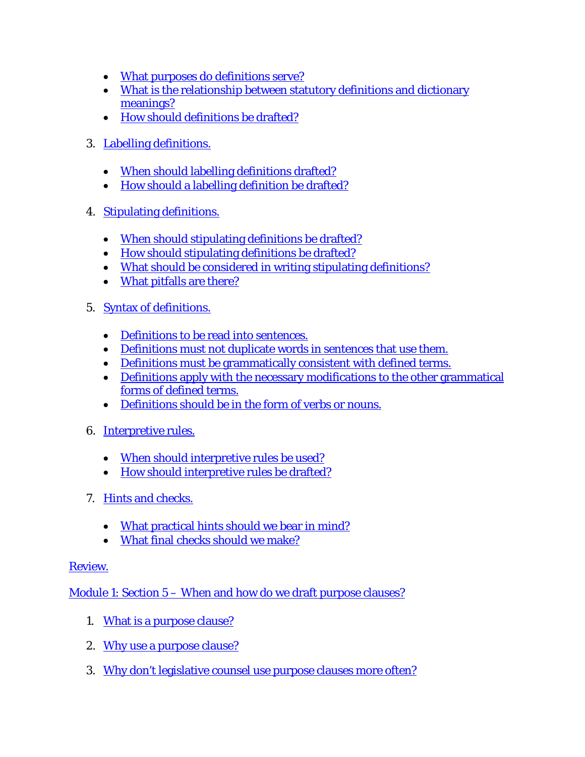- What purposes do definitions serve?
- What is the relationship between statutory definitions and dictionary meanings?
- How should definitions be drafted?

3. Labelling definitions.

   - When should labelling definitions drafted?
   - How should a labelling definition be drafted?

4. Stipulating definitions.

   - When should stipulating definitions be drafted?
   - How should stipulating definitions be drafted?
   - What should be considered in writing stipulating definitions?
   - What pitfalls are there?

5. Syntax of definitions.

   - Definitions to be read into sentences.
   - Definitions must not duplicate words in sentences that use them.
   - Definitions must be grammatically consistent with defined terms.
   - Definitions apply with the necessary modifications to the other grammatical forms of defined terms.
   - Definitions should be in the form of verbs or nouns.

6. Interpretive rules.

   - When should interpretive rules be used?
   - How should interpretive rules be drafted?

7. Hints and checks.

   - What practical hints should we bear in mind?
   - What final checks should we make?

Review.

Module 1: Section 5 – When and how do we draft purpose clauses?

1. What is a purpose clause?

2. Why use a purpose clause?

3. Why don't legislative counsel use purpose clauses more often?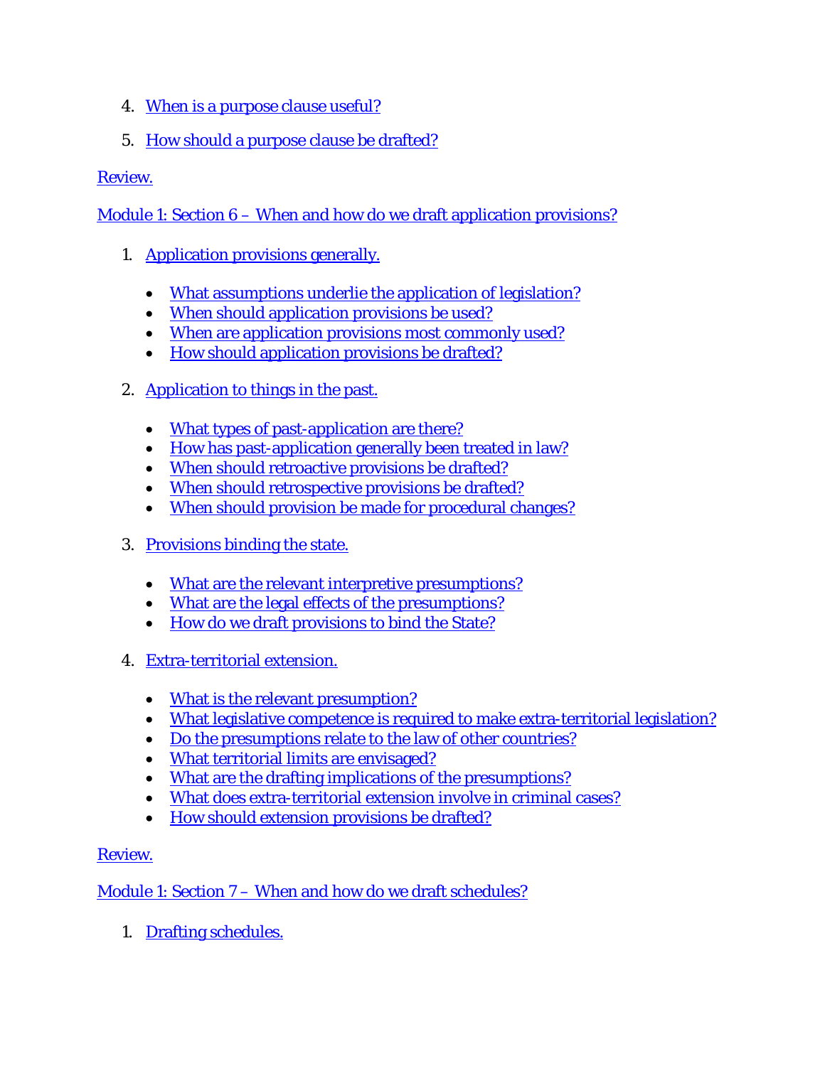4. When is a purpose clause useful?
5. How should a purpose clause be drafted?

Review.

Module 1: Section 6 – When and how do we draft application provisions?

1. Application provisions generally.
   - What assumptions underlie the application of legislation?
   - When should application provisions be used?
   - When are application provisions most commonly used?
   - How should application provisions be drafted?
2. Application to things in the past.
   - What types of past-application are there?
   - How has past-application generally been treated in law?
   - When should retroactive provisions be drafted?
   - When should retrospective provisions be drafted?
   - When should provision be made for procedural changes?
3. Provisions binding the state.
   - What are the relevant interpretive presumptions?
   - What are the legal effects of the presumptions?
   - How do we draft provisions to bind the State?
4. Extra-territorial extension.
   - What is the relevant presumption?
   - What legislative competence is required to make extra-territorial legislation?
   - Do the presumptions relate to the law of other countries?
   - What territorial limits are envisaged?
   - What are the drafting implications of the presumptions?
   - What does extra-territorial extension involve in criminal cases?
   - How should extension provisions be drafted?

Review.

Module 1: Section 7 – When and how do we draft schedules?

1. Drafting schedules.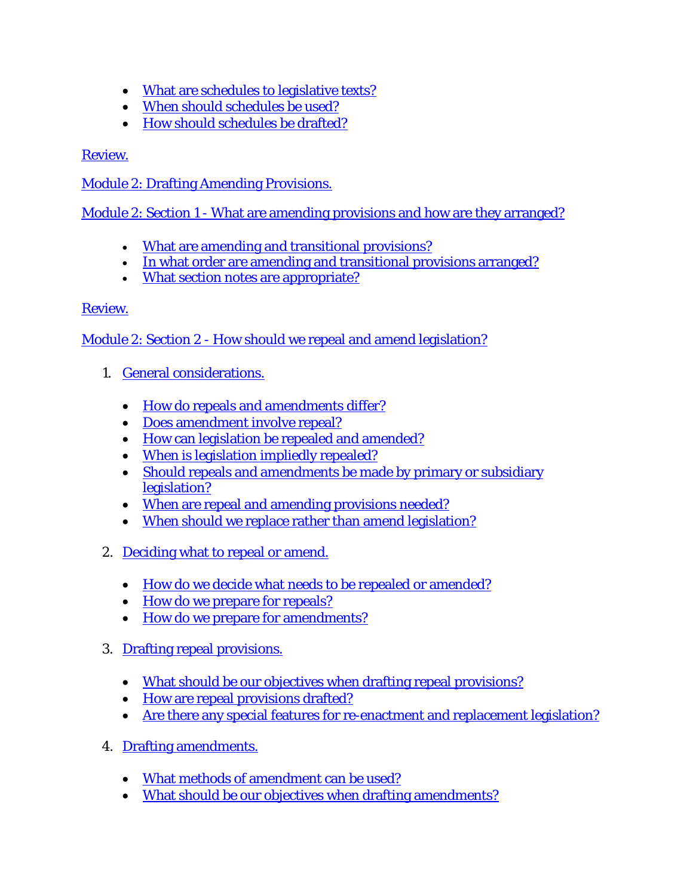- What are schedules to legislative texts?
- When should schedules be used?
- How should schedules be drafted?

Review.

Module 2: Drafting Amending Provisions.

Module 2: Section 1 - What are amending provisions and how are they arranged?

- What are amending and transitional provisions?
- In what order are amending and transitional provisions arranged?
- What section notes are appropriate?

Review.

Module 2: Section 2 - How should we repeal and amend legislation?

1. General considerations.

    - How do repeals and amendments differ?
    - Does amendment involve repeal?
    - How can legislation be repealed and amended?
    - When is legislation impliedly repealed?
    - Should repeals and amendments be made by primary or subsidiary legislation?
    - When are repeal and amending provisions needed?
    - When should we replace rather than amend legislation?

2. Deciding what to repeal or amend.

    - How do we decide what needs to be repealed or amended?
    - How do we prepare for repeals?
    - How do we prepare for amendments?

3. Drafting repeal provisions.

    - What should be our objectives when drafting repeal provisions?
    - How are repeal provisions drafted?
    - Are there any special features for re-enactment and replacement legislation?

4. Drafting amendments.

    - What methods of amendment can be used?
    - What should be our objectives when drafting amendments?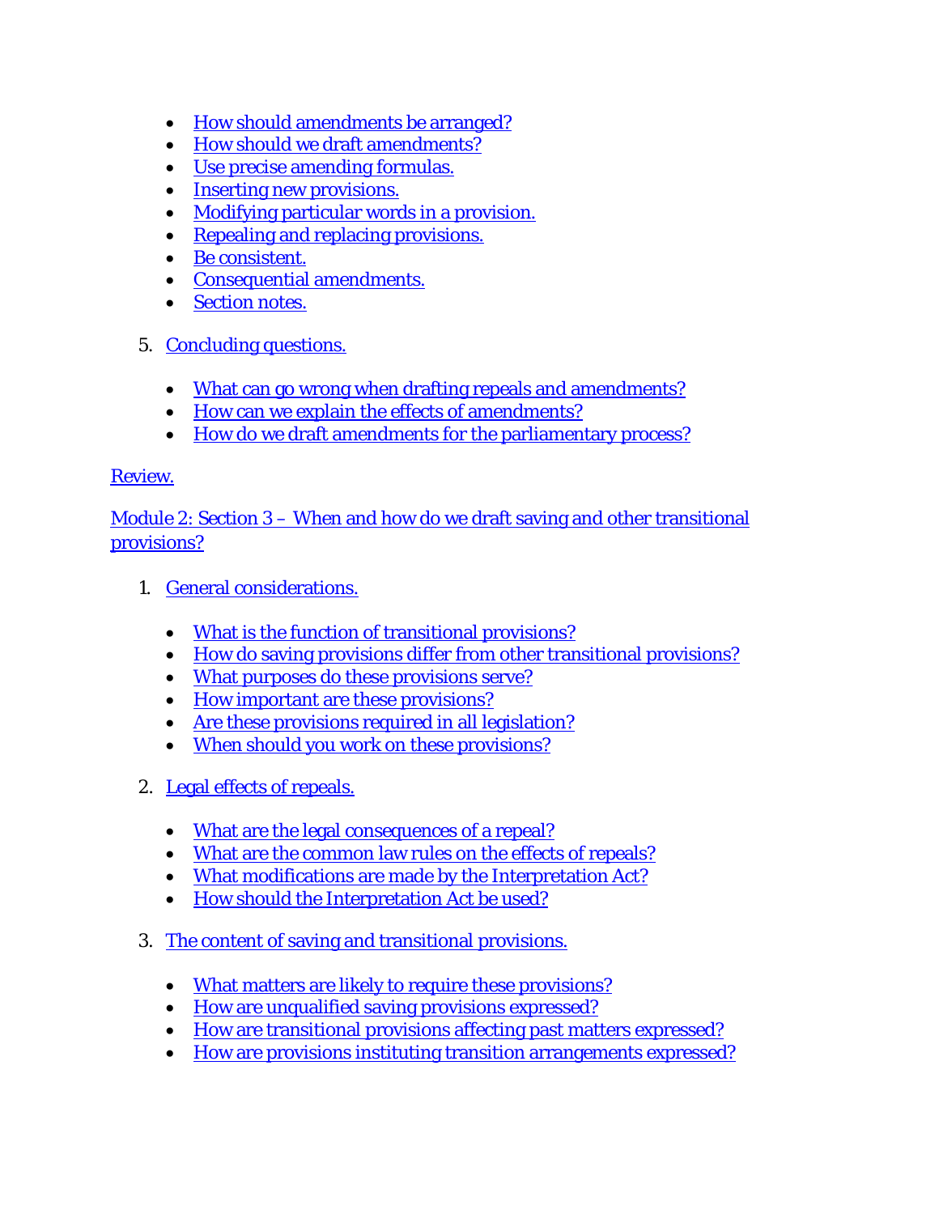- How should amendments be arranged?
- How should we draft amendments?
- Use precise amending formulas.
- Inserting new provisions.
- Modifying particular words in a provision.
- Repealing and replacing provisions.
- Be consistent.
- Consequential amendments.
- Section notes.

5. Concluding questions.

   - What can go wrong when drafting repeals and amendments?
   - How can we explain the effects of amendments?
   - How do we draft amendments for the parliamentary process?

Review.

Module 2: Section 3 – When and how do we draft saving and other transitional provisions?

1. General considerations.

   - What is the function of transitional provisions?
   - How do saving provisions differ from other transitional provisions?
   - What purposes do these provisions serve?
   - How important are these provisions?
   - Are these provisions required in all legislation?
   - When should you work on these provisions?

2. Legal effects of repeals.

   - What are the legal consequences of a repeal?
   - What are the common law rules on the effects of repeals?
   - What modifications are made by the Interpretation Act?
   - How should the Interpretation Act be used?

3. The content of saving and transitional provisions.

   - What matters are likely to require these provisions?
   - How are unqualified saving provisions expressed?
   - How are transitional provisions affecting past matters expressed?
   - How are provisions instituting transition arrangements expressed?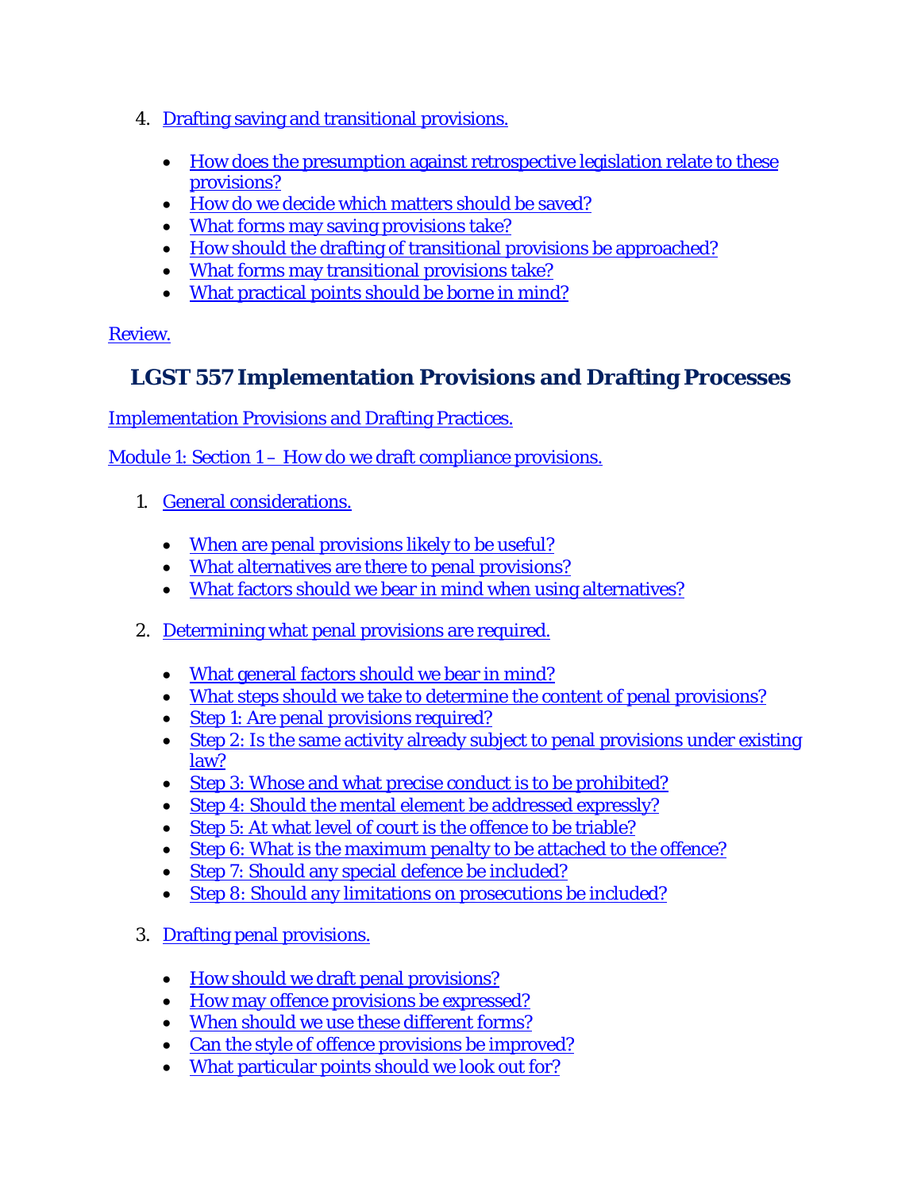4. Drafting saving and transitional provisions.

    - How does the presumption against retrospective legislation relate to these provisions?
    - How do we decide which matters should be saved?
    - What forms may saving provisions take?
    - How should the drafting of transitional provisions be approached?
    - What forms may transitional provisions take?
    - What practical points should be borne in mind?

Review.

## LGST 557 Implementation Provisions and Drafting Processes

Implementation Provisions and Drafting Practices.

Module 1: Section 1 – How do we draft compliance provisions.

1. General considerations.

    - When are penal provisions likely to be useful?
    - What alternatives are there to penal provisions?
    - What factors should we bear in mind when using alternatives?

2. Determining what penal provisions are required.

    - What general factors should we bear in mind?
    - What steps should we take to determine the content of penal provisions?
    - Step 1: Are penal provisions required?
    - Step 2: Is the same activity already subject to penal provisions under existing law?
    - Step 3: Whose and what precise conduct is to be prohibited?
    - Step 4: Should the mental element be addressed expressly?
    - Step 5: At what level of court is the offence to be triable?
    - Step 6: What is the maximum penalty to be attached to the offence?
    - Step 7: Should any special defence be included?
    - Step 8: Should any limitations on prosecutions be included?

3. Drafting penal provisions.

    - How should we draft penal provisions?
    - How may offence provisions be expressed?
    - When should we use these different forms?
    - Can the style of offence provisions be improved?
    - What particular points should we look out for?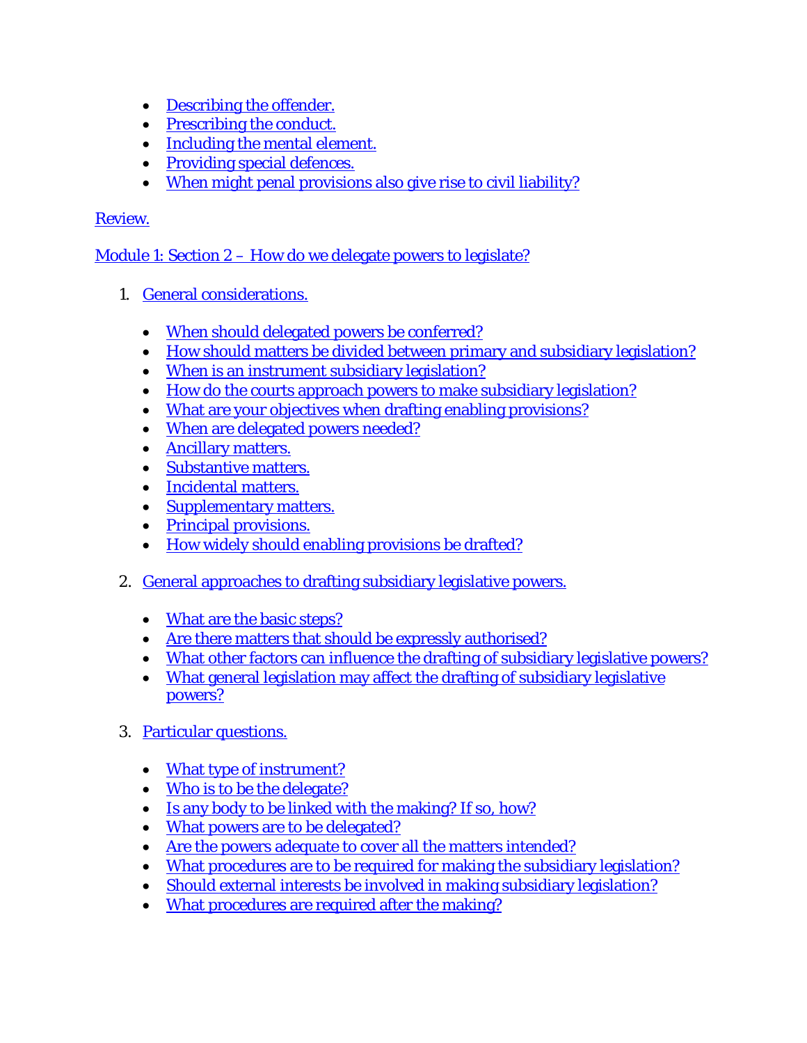- Describing the offender.
- Prescribing the conduct.
- Including the mental element.
- Providing special defences.
- When might penal provisions also give rise to civil liability?

Review.

Module 1: Section 2 – How do we delegate powers to legislate?

1. General considerations.

    - When should delegated powers be conferred?
    - How should matters be divided between primary and subsidiary legislation?
    - When is an instrument subsidiary legislation?
    - How do the courts approach powers to make subsidiary legislation?
    - What are your objectives when drafting enabling provisions?
    - When are delegated powers needed?
    - Ancillary matters.
    - Substantive matters.
    - Incidental matters.
    - Supplementary matters.
    - Principal provisions.
    - How widely should enabling provisions be drafted?

2. General approaches to drafting subsidiary legislative powers.

    - What are the basic steps?
    - Are there matters that should be expressly authorised?
    - What other factors can influence the drafting of subsidiary legislative powers?
    - What general legislation may affect the drafting of subsidiary legislative powers?

3. Particular questions.

    - What type of instrument?
    - Who is to be the delegate?
    - Is any body to be linked with the making? If so, how?
    - What powers are to be delegated?
    - Are the powers adequate to cover all the matters intended?
    - What procedures are to be required for making the subsidiary legislation?
    - Should external interests be involved in making subsidiary legislation?
    - What procedures are required after the making?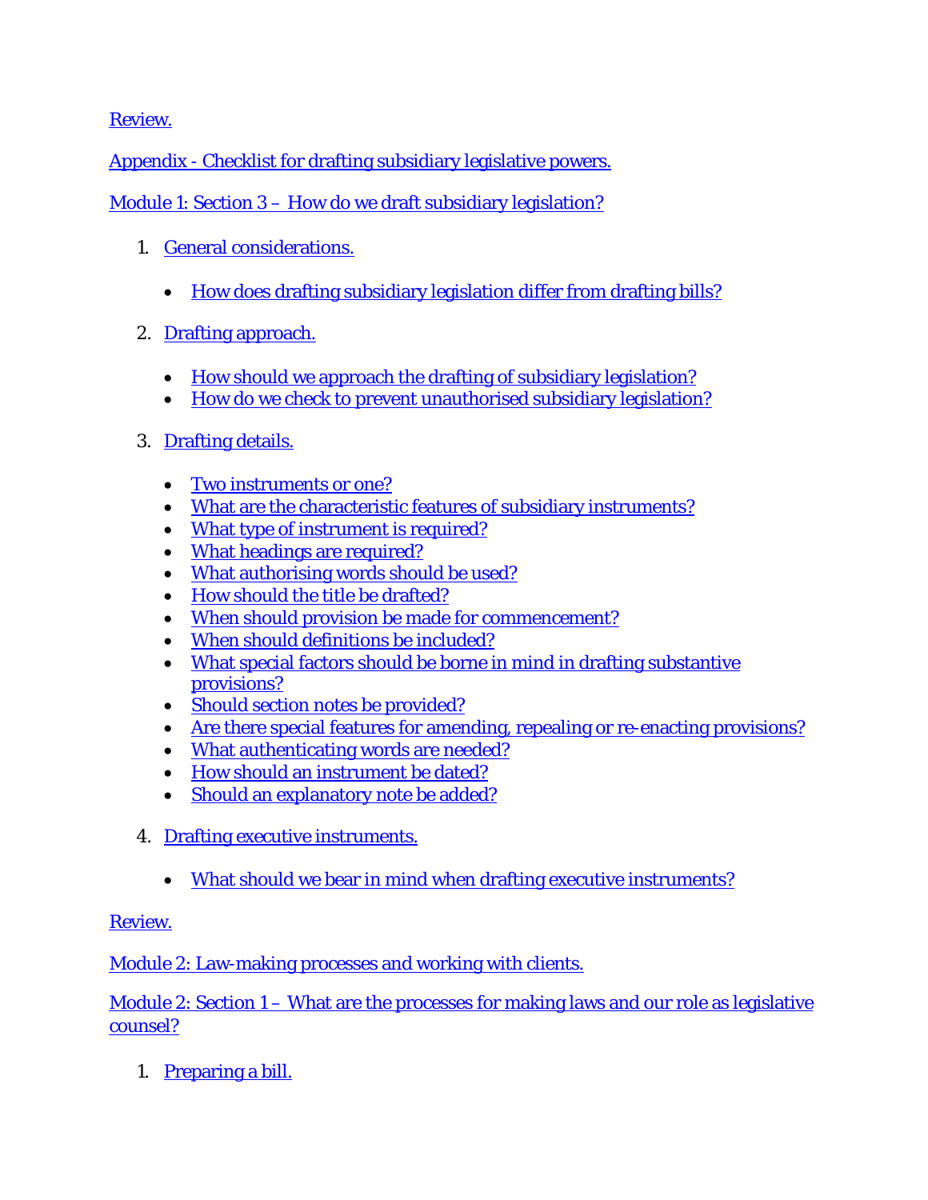[Review.](#)

[Appendix - Checklist for drafting subsidiary legislative powers.](#)

[Module 1: Section 3 – How do we draft subsidiary legislation?](#)

1. [General considerations.](#)
   - [How does drafting subsidiary legislation differ from drafting bills?](#)
2. [Drafting approach.](#)
   - [How should we approach the drafting of subsidiary legislation?](#)
   - [How do we check to prevent unauthorised subsidiary legislation?](#)
3. [Drafting details.](#)
   - [Two instruments or one?](#)
   - [What are the characteristic features of subsidiary instruments?](#)
   - [What type of instrument is required?](#)
   - [What headings are required?](#)
   - [What authorising words should be used?](#)
   - [How should the title be drafted?](#)
   - [When should provision be made for commencement?](#)
   - [When should definitions be included?](#)
   - [What special factors should be borne in mind in drafting substantive provisions?](#)
   - [Should section notes be provided?](#)
   - [Are there special features for amending, repealing or re-enacting provisions?](#)
   - [What authenticating words are needed?](#)
   - [How should an instrument be dated?](#)
   - [Should an explanatory note be added?](#)
4. [Drafting executive instruments.](#)
   - [What should we bear in mind when drafting executive instruments?](#)

[Review.](#)

[Module 2: Law-making processes and working with clients.](#)

[Module 2: Section 1 – What are the processes for making laws and our role as legislative counsel?](#)

1. [Preparing a bill.](#)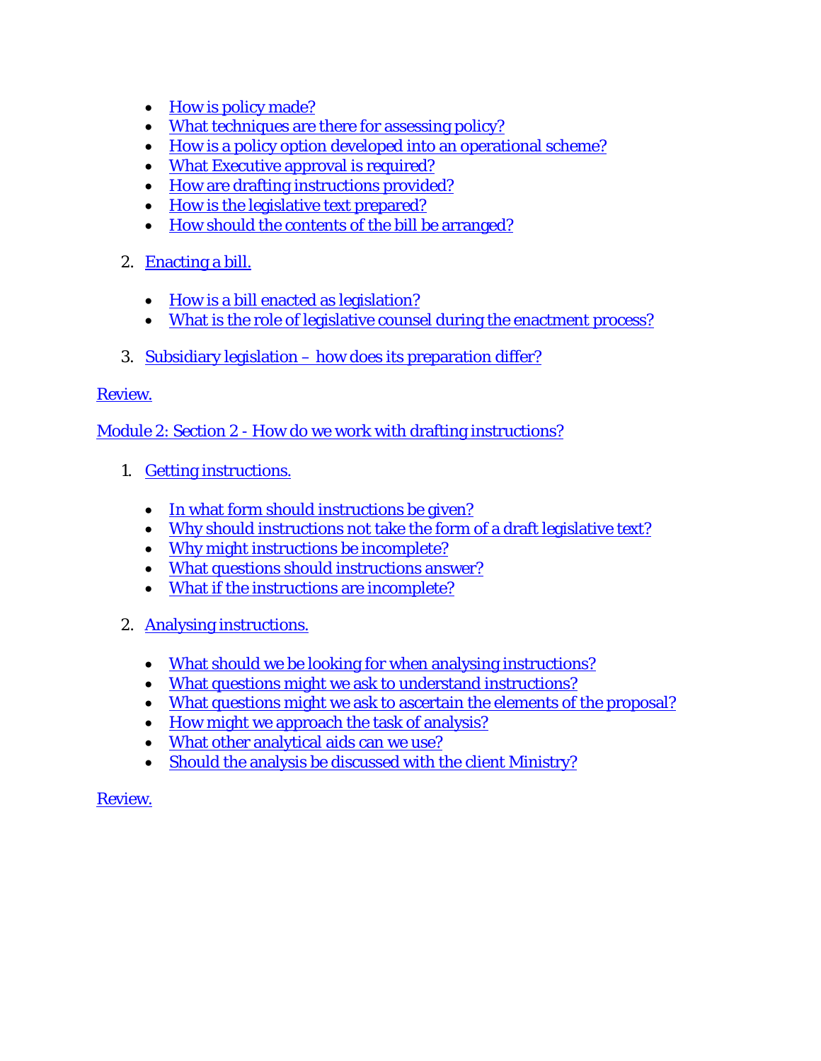- How is policy made?
- What techniques are there for assessing policy?
- How is a policy option developed into an operational scheme?
- What Executive approval is required?
- How are drafting instructions provided?
- How is the legislative text prepared?
- How should the contents of the bill be arranged?

2. Enacting a bill.

    - How is a bill enacted as legislation?
    - What is the role of legislative counsel during the enactment process?

3. Subsidiary legislation – how does its preparation differ?

Review.

Module 2: Section 2 - How do we work with drafting instructions?

1. Getting instructions.

    - In what form should instructions be given?
    - Why should instructions not take the form of a draft legislative text?
    - Why might instructions be incomplete?
    - What questions should instructions answer?
    - What if the instructions are incomplete?

2. Analysing instructions.

    - What should we be looking for when analysing instructions?
    - What questions might we ask to understand instructions?
    - What questions might we ask to ascertain the elements of the proposal?
    - How might we approach the task of analysis?
    - What other analytical aids can we use?
    - Should the analysis be discussed with the client Ministry?

Review.